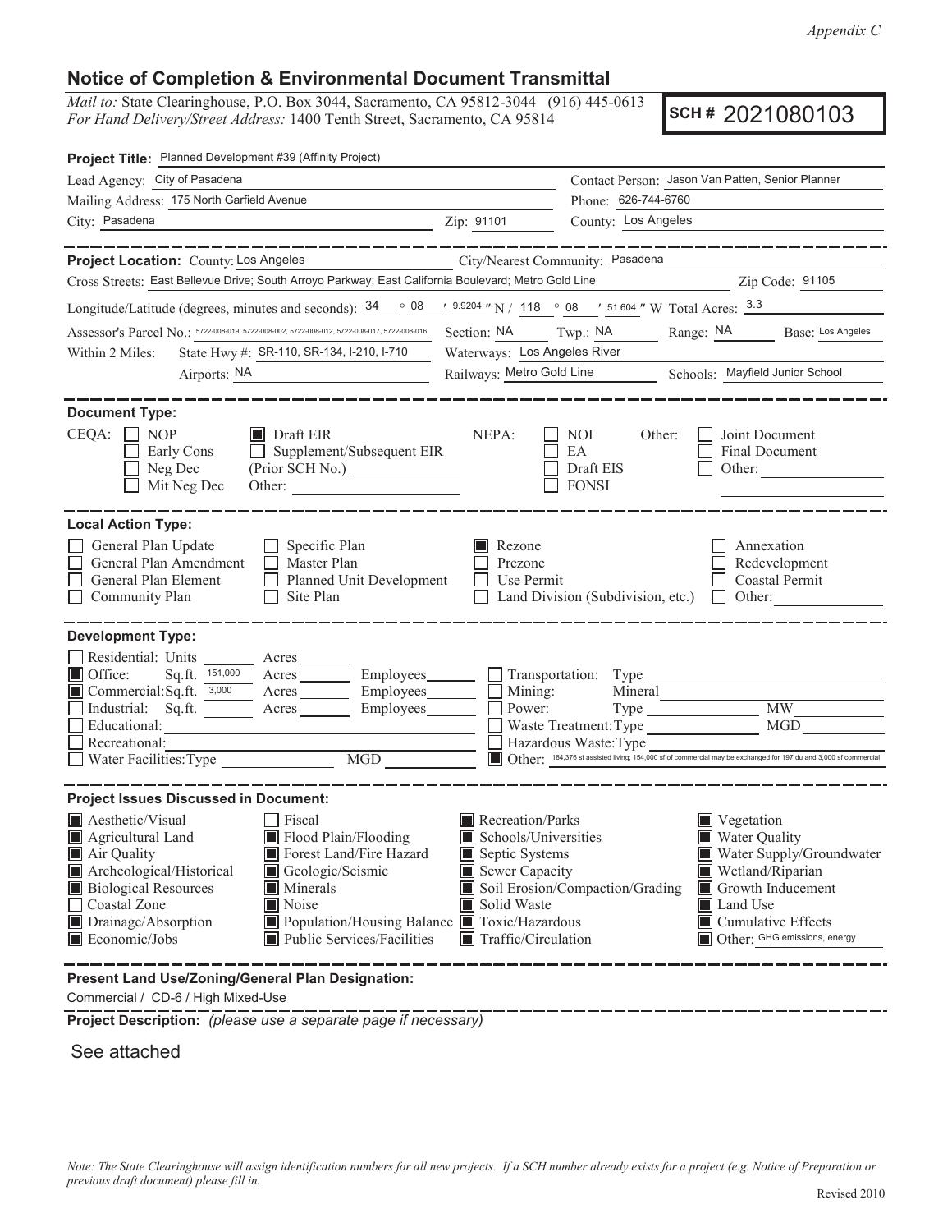*Appendix C*

## Notice of Completion & Environmental Document Transmittal

*Mail to:* State Clearinghouse, P.O. Box 3044, Sacramento, CA 95812-3044 (916) 445-0613
*For Hand Delivery/Street Address:* 1400 Tenth Street, Sacramento, CA 95814

**SCH # 2021080103**

**Project Title:** Planned Development #39 (Affinity Project)

Lead Agency: City of Pasadena
Contact Person: Jason Van Patten, Senior Planner
Mailing Address: 175 North Garfield Avenue
Phone: 626-744-6760
City: Pasadena Zip: 91101
County: Los Angeles

---

**Project Location:** County: Los Angeles City/Nearest Community: Pasadena
Cross Streets: East Bellevue Drive; South Arroyo Parkway; East California Boulevard; Metro Gold Line Zip Code: 91105

Longitude/Latitude (degrees, minutes and seconds): 34 ° 08 ′ 9.9204 ″ N / 118 ° 08 ′ 51.604 ″ W Total Acres: 3.3

Assessor's Parcel No.: 5722-008-019, 5722-008-002, 5722-008-012, 5722-008-017, 5722-008-016 Section: NA Twp.: NA Range: NA Base: Los Angeles

Within 2 Miles: State Hwy #: SR-110, SR-134, I-210, I-710 Waterways: Los Angeles River
Airports: NA Railways: Metro Gold Line Schools: Mayfield Junior School

---

**Document Type:**

CEQA:
- ☐ NOP
- ☐ Early Cons
- ☐ Neg Dec
- ☐ Mit Neg Dec
- ■ Draft EIR
- ☐ Supplement/Subsequent EIR (Prior SCH No.) ______
- Other: ______

NEPA:
- ☐ NOI
- ☐ EA
- ☐ Draft EIS
- ☐ FONSI

Other:
- ☐ Joint Document
- ☐ Final Document
- ☐ Other: ______

---

**Local Action Type:**

- ☐ General Plan Update
- ☐ General Plan Amendment
- ☐ General Plan Element
- ☐ Community Plan
- ☐ Specific Plan
- ☐ Master Plan
- ☐ Planned Unit Development
- ☐ Site Plan
- ■ Rezone
- ☐ Prezone
- ☐ Use Permit
- ☐ Land Division (Subdivision, etc.)
- ☐ Annexation
- ☐ Redevelopment
- ☐ Coastal Permit
- ☐ Other: ______

---

**Development Type:**

- ☐ Residential: Units ______ Acres ______
- ■ Office: Sq.ft. 151,000 Acres ______ Employees ______
- ■ Commercial: Sq.ft. 3,000 Acres ______ Employees ______
- ☐ Industrial: Sq.ft. ______ Acres ______ Employees ______
- ☐ Educational: ______
- ☐ Recreational: ______
- ☐ Water Facilities: Type ______ MGD ______
- ☐ Transportation: Type ______
- ☐ Mining: Mineral ______
- ☐ Power: Type ______ MW ______
- ☐ Waste Treatment: Type ______ MGD ______
- ☐ Hazardous Waste: Type ______
- ■ Other: 184,376 sf assisted living; 154,000 sf of commercial may be exchanged for 197 du and 3,000 sf commercial

---

**Project Issues Discussed in Document:**

- ■ Aesthetic/Visual
- ■ Agricultural Land
- ■ Air Quality
- ■ Archeological/Historical
- ■ Biological Resources
- ☐ Coastal Zone
- ■ Drainage/Absorption
- ■ Economic/Jobs
- ☐ Fiscal
- ■ Flood Plain/Flooding
- ■ Forest Land/Fire Hazard
- ■ Geologic/Seismic
- ■ Minerals
- ■ Noise
- ■ Population/Housing Balance
- ■ Public Services/Facilities
- ■ Recreation/Parks
- ■ Schools/Universities
- ■ Septic Systems
- ■ Sewer Capacity
- ■ Soil Erosion/Compaction/Grading
- ■ Solid Waste
- ■ Toxic/Hazardous
- ■ Traffic/Circulation
- ■ Vegetation
- ■ Water Quality
- ■ Water Supply/Groundwater
- ■ Wetland/Riparian
- ■ Growth Inducement
- ■ Land Use
- ■ Cumulative Effects
- ■ Other: GHG emissions, energy

---

**Present Land Use/Zoning/General Plan Designation:**

Commercial / CD-6 / High Mixed-Use

---

**Project Description:** *(please use a separate page if necessary)*

See attached

*Note: The State Clearinghouse will assign identification numbers for all new projects. If a SCH number already exists for a project (e.g. Notice of Preparation or previous draft document) please fill in.*

Revised 2010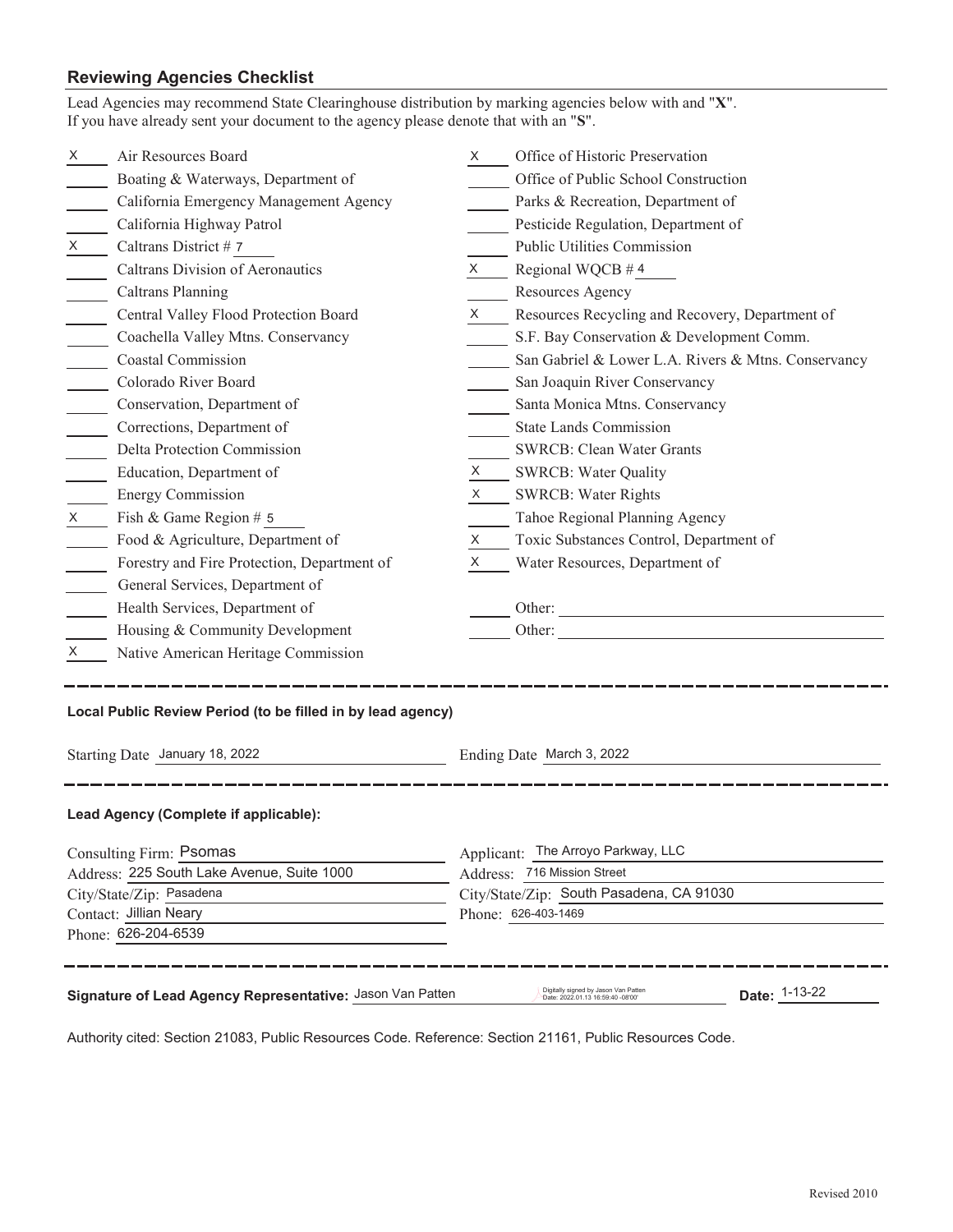## Reviewing Agencies Checklist

Lead Agencies may recommend State Clearinghouse distribution by marking agencies below with and "**X**".
If you have already sent your document to the agency please denote that with an "**S**".

| Mark | Agency | Mark | Agency |
|---|---|---|---|
| X | Air Resources Board | X | Office of Historic Preservation |
| | Boating & Waterways, Department of | | Office of Public School Construction |
| | California Emergency Management Agency | | Parks & Recreation, Department of |
| | California Highway Patrol | | Pesticide Regulation, Department of |
| X | Caltrans District # 7 | | Public Utilities Commission |
| | Caltrans Division of Aeronautics | X | Regional WQCB # 4 |
| | Caltrans Planning | | Resources Agency |
| | Central Valley Flood Protection Board | X | Resources Recycling and Recovery, Department of |
| | Coachella Valley Mtns. Conservancy | | S.F. Bay Conservation & Development Comm. |
| | Coastal Commission | | San Gabriel & Lower L.A. Rivers & Mtns. Conservancy |
| | Colorado River Board | | San Joaquin River Conservancy |
| | Conservation, Department of | | Santa Monica Mtns. Conservancy |
| | Corrections, Department of | | State Lands Commission |
| | Delta Protection Commission | | SWRCB: Clean Water Grants |
| | Education, Department of | X | SWRCB: Water Quality |
| | Energy Commission | X | SWRCB: Water Rights |
| X | Fish & Game Region # 5 | | Tahoe Regional Planning Agency |
| | Food & Agriculture, Department of | X | Toxic Substances Control, Department of |
| | Forestry and Fire Protection, Department of | X | Water Resources, Department of |
| | General Services, Department of | | |
| | Health Services, Department of | | Other: |
| | Housing & Community Development | | Other: |
| X | Native American Heritage Commission | | |

---

**Local Public Review Period (to be filled in by lead agency)**

Starting Date January 18, 2022 Ending Date March 3, 2022

---

**Lead Agency (Complete if applicable):**

Consulting Firm: Psomas
Address: 225 South Lake Avenue, Suite 1000
City/State/Zip: Pasadena
Contact: Jillian Neary
Phone: 626-204-6539

Applicant: The Arroyo Parkway, LLC
Address: 716 Mission Street
City/State/Zip: South Pasadena, CA 91030
Phone: 626-403-1469

---

**Signature of Lead Agency Representative:** Jason Van Patten Digitally signed by Jason Van Patten Date: 2022.01.13 16:59:40 -08'00' **Date:** 1-13-22

Authority cited: Section 21083, Public Resources Code. Reference: Section 21161, Public Resources Code.

Revised 2010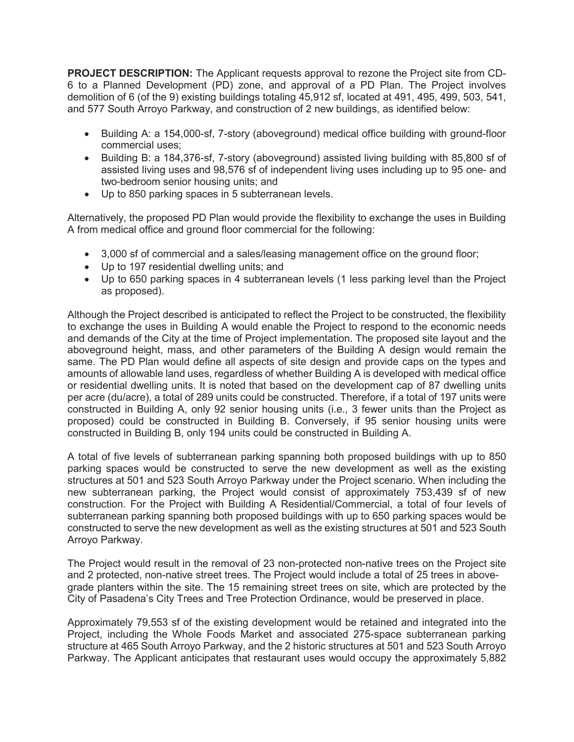**PROJECT DESCRIPTION:** The Applicant requests approval to rezone the Project site from CD-6 to a Planned Development (PD) zone, and approval of a PD Plan. The Project involves demolition of 6 (of the 9) existing buildings totaling 45,912 sf, located at 491, 495, 499, 503, 541, and 577 South Arroyo Parkway, and construction of 2 new buildings, as identified below:

- Building A: a 154,000-sf, 7-story (aboveground) medical office building with ground-floor commercial uses;
- Building B: a 184,376-sf, 7-story (aboveground) assisted living building with 85,800 sf of assisted living uses and 98,576 sf of independent living uses including up to 95 one- and two-bedroom senior housing units; and
- Up to 850 parking spaces in 5 subterranean levels.

Alternatively, the proposed PD Plan would provide the flexibility to exchange the uses in Building A from medical office and ground floor commercial for the following:

- 3,000 sf of commercial and a sales/leasing management office on the ground floor;
- Up to 197 residential dwelling units; and
- Up to 650 parking spaces in 4 subterranean levels (1 less parking level than the Project as proposed).

Although the Project described is anticipated to reflect the Project to be constructed, the flexibility to exchange the uses in Building A would enable the Project to respond to the economic needs and demands of the City at the time of Project implementation. The proposed site layout and the aboveground height, mass, and other parameters of the Building A design would remain the same. The PD Plan would define all aspects of site design and provide caps on the types and amounts of allowable land uses, regardless of whether Building A is developed with medical office or residential dwelling units. It is noted that based on the development cap of 87 dwelling units per acre (du/acre), a total of 289 units could be constructed. Therefore, if a total of 197 units were constructed in Building A, only 92 senior housing units (i.e., 3 fewer units than the Project as proposed) could be constructed in Building B. Conversely, if 95 senior housing units were constructed in Building B, only 194 units could be constructed in Building A.

A total of five levels of subterranean parking spanning both proposed buildings with up to 850 parking spaces would be constructed to serve the new development as well as the existing structures at 501 and 523 South Arroyo Parkway under the Project scenario. When including the new subterranean parking, the Project would consist of approximately 753,439 sf of new construction. For the Project with Building A Residential/Commercial, a total of four levels of subterranean parking spanning both proposed buildings with up to 650 parking spaces would be constructed to serve the new development as well as the existing structures at 501 and 523 South Arroyo Parkway.

The Project would result in the removal of 23 non-protected non-native trees on the Project site and 2 protected, non-native street trees. The Project would include a total of 25 trees in above-grade planters within the site. The 15 remaining street trees on site, which are protected by the City of Pasadena's City Trees and Tree Protection Ordinance, would be preserved in place.

Approximately 79,553 sf of the existing development would be retained and integrated into the Project, including the Whole Foods Market and associated 275-space subterranean parking structure at 465 South Arroyo Parkway, and the 2 historic structures at 501 and 523 South Arroyo Parkway. The Applicant anticipates that restaurant uses would occupy the approximately 5,882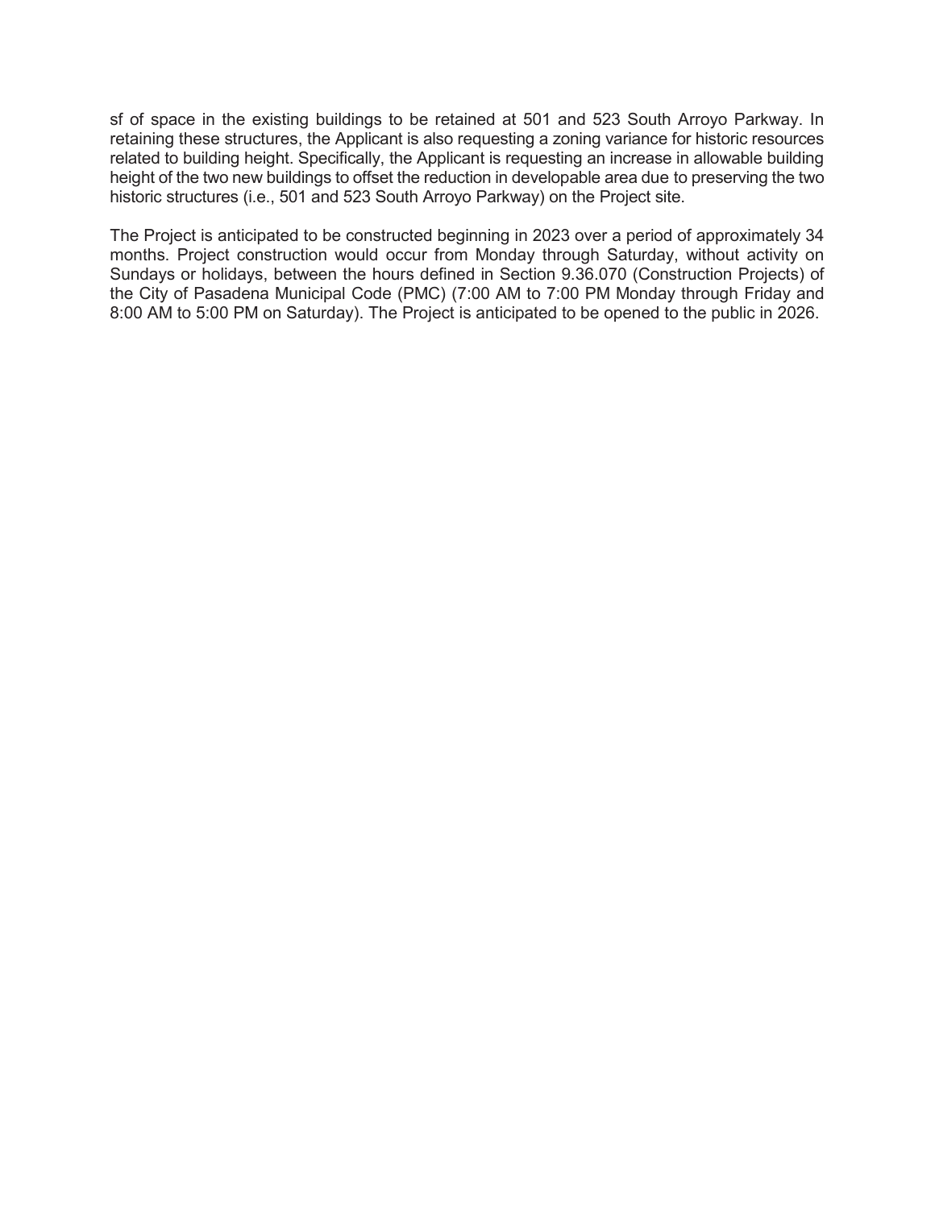sf of space in the existing buildings to be retained at 501 and 523 South Arroyo Parkway. In retaining these structures, the Applicant is also requesting a zoning variance for historic resources related to building height. Specifically, the Applicant is requesting an increase in allowable building height of the two new buildings to offset the reduction in developable area due to preserving the two historic structures (i.e., 501 and 523 South Arroyo Parkway) on the Project site.

The Project is anticipated to be constructed beginning in 2023 over a period of approximately 34 months. Project construction would occur from Monday through Saturday, without activity on Sundays or holidays, between the hours defined in Section 9.36.070 (Construction Projects) of the City of Pasadena Municipal Code (PMC) (7:00 AM to 7:00 PM Monday through Friday and 8:00 AM to 5:00 PM on Saturday). The Project is anticipated to be opened to the public in 2026.